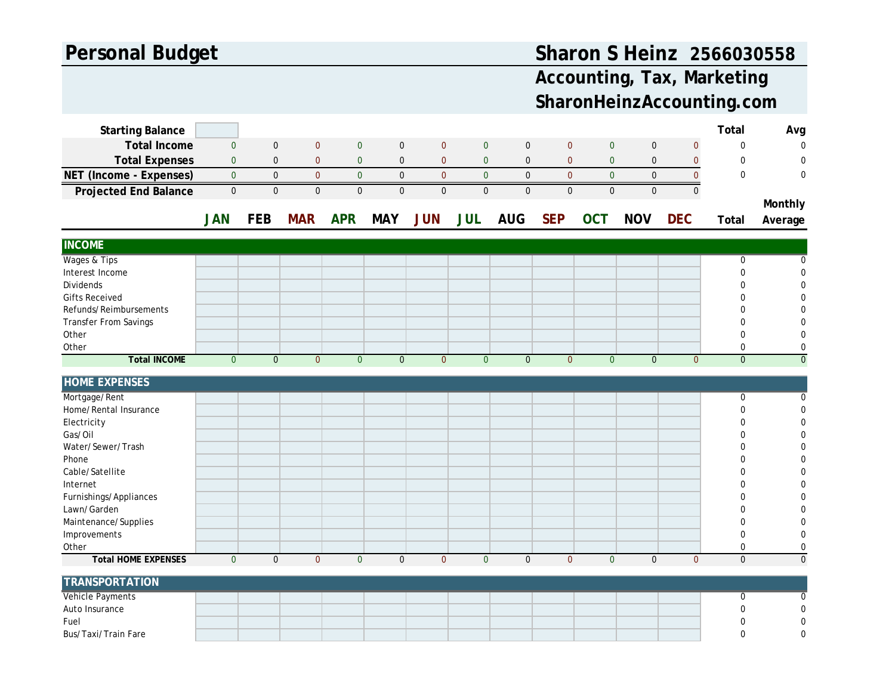# Personal Budget

## Sharon S Heinz 2566030558

## Accounting, Tax, Marketing

## SharonHeinzAccounting.com

| | | | | | | | | | | | | | Total | Avg |
|---|---|---|---|---|---|---|---|---|---|---|---|---|---|---|
| **Starting Balance** | | | | | | | | | | | | | | |
| **Total Income** | 0 | 0 | 0 | 0 | 0 | 0 | 0 | 0 | 0 | 0 | 0 | 0 | 0 | 0 |
| **Total Expenses** | 0 | 0 | 0 | 0 | 0 | 0 | 0 | 0 | 0 | 0 | 0 | 0 | 0 | 0 |
| **NET (Income - Expenses)** | 0 | 0 | 0 | 0 | 0 | 0 | 0 | 0 | 0 | 0 | 0 | 0 | 0 | 0 |
| **Projected End Balance** | 0 | 0 | 0 | 0 | 0 | 0 | 0 | 0 | 0 | 0 | 0 | 0 | | |

| | JAN | FEB | MAR | APR | MAY | JUN | JUL | AUG | SEP | OCT | NOV | DEC | Total | Monthly Average |
|---|---|---|---|---|---|---|---|---|---|---|---|---|---|---|
| **INCOME** | | | | | | | | | | | | | | |
| Wages & Tips | | | | | | | | | | | | | 0 | 0 |
| Interest Income | | | | | | | | | | | | | 0 | 0 |
| Dividends | | | | | | | | | | | | | 0 | 0 |
| Gifts Received | | | | | | | | | | | | | 0 | 0 |
| Refunds/Reimbursements | | | | | | | | | | | | | 0 | 0 |
| Transfer From Savings | | | | | | | | | | | | | 0 | 0 |
| Other | | | | | | | | | | | | | 0 | 0 |
| Other | | | | | | | | | | | | | 0 | 0 |
| **Total INCOME** | 0 | 0 | 0 | 0 | 0 | 0 | 0 | 0 | 0 | 0 | 0 | 0 | 0 | 0 |
| **HOME EXPENSES** | | | | | | | | | | | | | | |
| Mortgage/Rent | | | | | | | | | | | | | 0 | 0 |
| Home/Rental Insurance | | | | | | | | | | | | | 0 | 0 |
| Electricity | | | | | | | | | | | | | 0 | 0 |
| Gas/Oil | | | | | | | | | | | | | 0 | 0 |
| Water/Sewer/Trash | | | | | | | | | | | | | 0 | 0 |
| Phone | | | | | | | | | | | | | 0 | 0 |
| Cable/Satellite | | | | | | | | | | | | | 0 | 0 |
| Internet | | | | | | | | | | | | | 0 | 0 |
| Furnishings/Appliances | | | | | | | | | | | | | 0 | 0 |
| Lawn/Garden | | | | | | | | | | | | | 0 | 0 |
| Maintenance/Supplies | | | | | | | | | | | | | 0 | 0 |
| Improvements | | | | | | | | | | | | | 0 | 0 |
| Other | | | | | | | | | | | | | 0 | 0 |
| **Total HOME EXPENSES** | 0 | 0 | 0 | 0 | 0 | 0 | 0 | 0 | 0 | 0 | 0 | 0 | 0 | 0 |
| **TRANSPORTATION** | | | | | | | | | | | | | | |
| Vehicle Payments | | | | | | | | | | | | | 0 | 0 |
| Auto Insurance | | | | | | | | | | | | | 0 | 0 |
| Fuel | | | | | | | | | | | | | 0 | 0 |
| Bus/Taxi/Train Fare | | | | | | | | | | | | | 0 | 0 |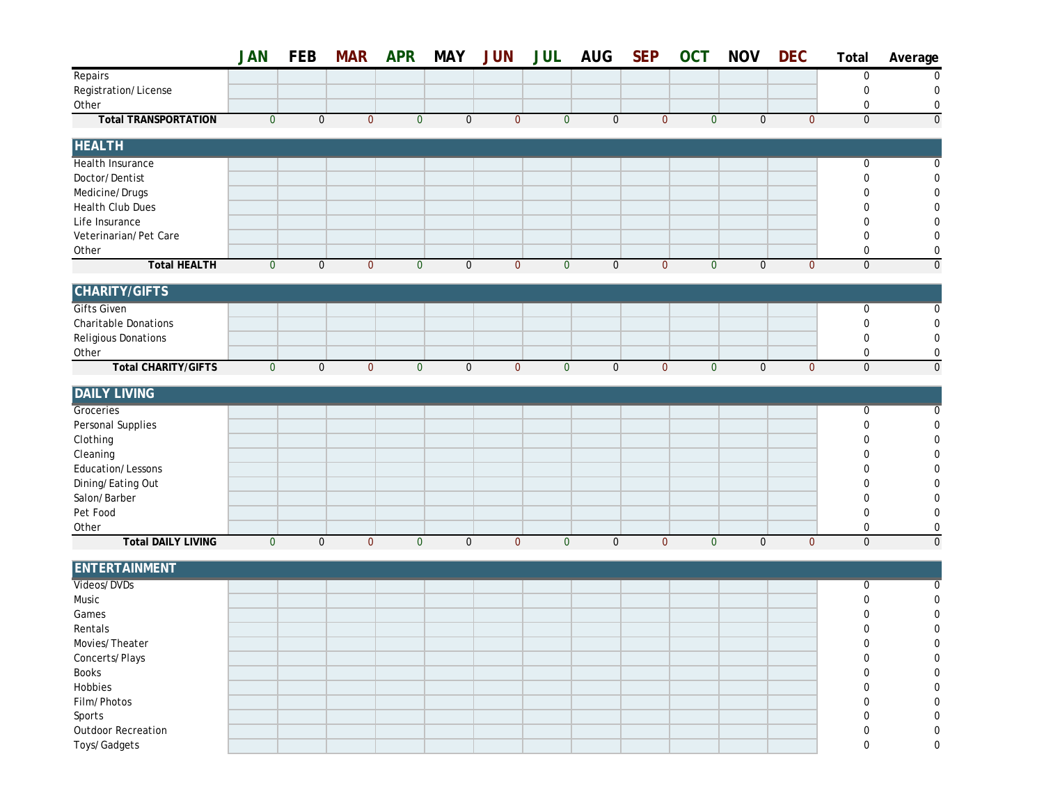| | JAN | FEB | MAR | APR | MAY | JUN | JUL | AUG | SEP | OCT | NOV | DEC | Total | Average |
|---|---|---|---|---|---|---|---|---|---|---|---|---|---|---|
| Repairs | | | | | | | | | | | | | 0 | 0 |
| Registration/License | | | | | | | | | | | | | 0 | 0 |
| Other | | | | | | | | | | | | | 0 | 0 |
| **Total TRANSPORTATION** | 0 | 0 | 0 | 0 | 0 | 0 | 0 | 0 | 0 | 0 | 0 | 0 | 0 | 0 |

| **HEALTH** | | | | | | | | | | | | | | |
|---|---|---|---|---|---|---|---|---|---|---|---|---|---|---|
| Health Insurance | | | | | | | | | | | | | 0 | 0 |
| Doctor/Dentist | | | | | | | | | | | | | 0 | 0 |
| Medicine/Drugs | | | | | | | | | | | | | 0 | 0 |
| Health Club Dues | | | | | | | | | | | | | 0 | 0 |
| Life Insurance | | | | | | | | | | | | | 0 | 0 |
| Veterinarian/Pet Care | | | | | | | | | | | | | 0 | 0 |
| Other | | | | | | | | | | | | | 0 | 0 |
| **Total HEALTH** | 0 | 0 | 0 | 0 | 0 | 0 | 0 | 0 | 0 | 0 | 0 | 0 | 0 | 0 |

| **CHARITY/GIFTS** | | | | | | | | | | | | | | |
|---|---|---|---|---|---|---|---|---|---|---|---|---|---|---|
| Gifts Given | | | | | | | | | | | | | 0 | 0 |
| Charitable Donations | | | | | | | | | | | | | 0 | 0 |
| Religious Donations | | | | | | | | | | | | | 0 | 0 |
| Other | | | | | | | | | | | | | 0 | 0 |
| **Total CHARITY/GIFTS** | 0 | 0 | 0 | 0 | 0 | 0 | 0 | 0 | 0 | 0 | 0 | 0 | 0 | 0 |

| **DAILY LIVING** | | | | | | | | | | | | | | |
|---|---|---|---|---|---|---|---|---|---|---|---|---|---|---|
| Groceries | | | | | | | | | | | | | 0 | 0 |
| Personal Supplies | | | | | | | | | | | | | 0 | 0 |
| Clothing | | | | | | | | | | | | | 0 | 0 |
| Cleaning | | | | | | | | | | | | | 0 | 0 |
| Education/Lessons | | | | | | | | | | | | | 0 | 0 |
| Dining/Eating Out | | | | | | | | | | | | | 0 | 0 |
| Salon/Barber | | | | | | | | | | | | | 0 | 0 |
| Pet Food | | | | | | | | | | | | | 0 | 0 |
| Other | | | | | | | | | | | | | 0 | 0 |
| **Total DAILY LIVING** | 0 | 0 | 0 | 0 | 0 | 0 | 0 | 0 | 0 | 0 | 0 | 0 | 0 | 0 |

| **ENTERTAINMENT** | | | | | | | | | | | | | | |
|---|---|---|---|---|---|---|---|---|---|---|---|---|---|---|
| Videos/DVDs | | | | | | | | | | | | | 0 | 0 |
| Music | | | | | | | | | | | | | 0 | 0 |
| Games | | | | | | | | | | | | | 0 | 0 |
| Rentals | | | | | | | | | | | | | 0 | 0 |
| Movies/Theater | | | | | | | | | | | | | 0 | 0 |
| Concerts/Plays | | | | | | | | | | | | | 0 | 0 |
| Books | | | | | | | | | | | | | 0 | 0 |
| Hobbies | | | | | | | | | | | | | 0 | 0 |
| Film/Photos | | | | | | | | | | | | | 0 | 0 |
| Sports | | | | | | | | | | | | | 0 | 0 |
| Outdoor Recreation | | | | | | | | | | | | | 0 | 0 |
| Toys/Gadgets | | | | | | | | | | | | | 0 | 0 |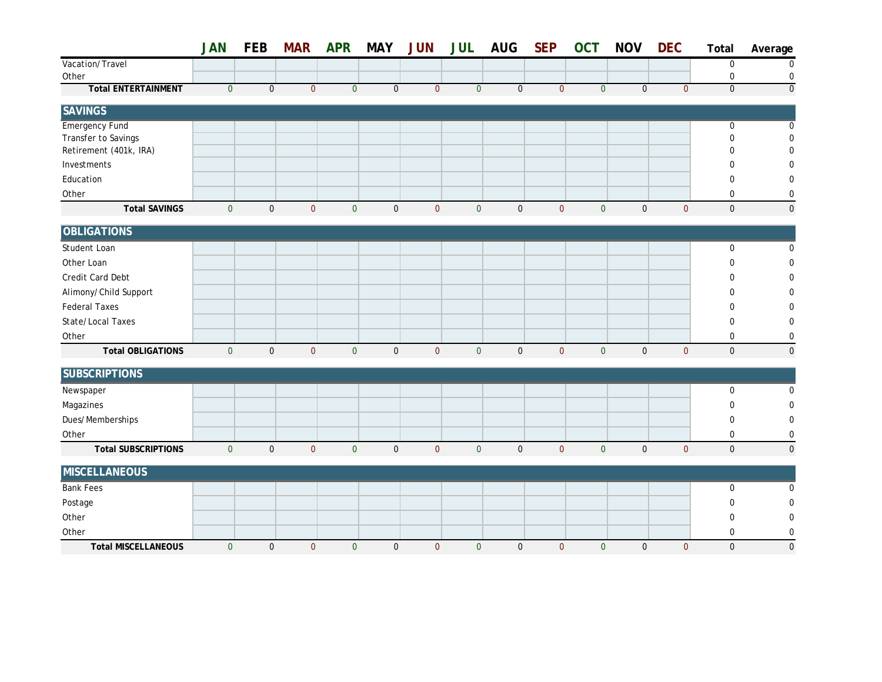| | JAN | FEB | MAR | APR | MAY | JUN | JUL | AUG | SEP | OCT | NOV | DEC | Total | Average |
|---|---|---|---|---|---|---|---|---|---|---|---|---|---|---|
| Vacation/Travel | | | | | | | | | | | | | 0 | 0 |
| Other | | | | | | | | | | | | | 0 | 0 |
| **Total ENTERTAINMENT** | 0 | 0 | 0 | 0 | 0 | 0 | 0 | 0 | 0 | 0 | 0 | 0 | 0 | 0 |
| **SAVINGS** | | | | | | | | | | | | | | |
| Emergency Fund | | | | | | | | | | | | | 0 | 0 |
| Transfer to Savings | | | | | | | | | | | | | 0 | 0 |
| Retirement (401k, IRA) | | | | | | | | | | | | | 0 | 0 |
| Investments | | | | | | | | | | | | | 0 | 0 |
| Education | | | | | | | | | | | | | 0 | 0 |
| Other | | | | | | | | | | | | | 0 | 0 |
| **Total SAVINGS** | 0 | 0 | 0 | 0 | 0 | 0 | 0 | 0 | 0 | 0 | 0 | 0 | 0 | 0 |
| **OBLIGATIONS** | | | | | | | | | | | | | | |
| Student Loan | | | | | | | | | | | | | 0 | 0 |
| Other Loan | | | | | | | | | | | | | 0 | 0 |
| Credit Card Debt | | | | | | | | | | | | | 0 | 0 |
| Alimony/Child Support | | | | | | | | | | | | | 0 | 0 |
| Federal Taxes | | | | | | | | | | | | | 0 | 0 |
| State/Local Taxes | | | | | | | | | | | | | 0 | 0 |
| Other | | | | | | | | | | | | | 0 | 0 |
| **Total OBLIGATIONS** | 0 | 0 | 0 | 0 | 0 | 0 | 0 | 0 | 0 | 0 | 0 | 0 | 0 | 0 |
| **SUBSCRIPTIONS** | | | | | | | | | | | | | | |
| Newspaper | | | | | | | | | | | | | 0 | 0 |
| Magazines | | | | | | | | | | | | | 0 | 0 |
| Dues/Memberships | | | | | | | | | | | | | 0 | 0 |
| Other | | | | | | | | | | | | | 0 | 0 |
| **Total SUBSCRIPTIONS** | 0 | 0 | 0 | 0 | 0 | 0 | 0 | 0 | 0 | 0 | 0 | 0 | 0 | 0 |
| **MISCELLANEOUS** | | | | | | | | | | | | | | |
| Bank Fees | | | | | | | | | | | | | 0 | 0 |
| Postage | | | | | | | | | | | | | 0 | 0 |
| Other | | | | | | | | | | | | | 0 | 0 |
| Other | | | | | | | | | | | | | 0 | 0 |
| **Total MISCELLANEOUS** | 0 | 0 | 0 | 0 | 0 | 0 | 0 | 0 | 0 | 0 | 0 | 0 | 0 | 0 |